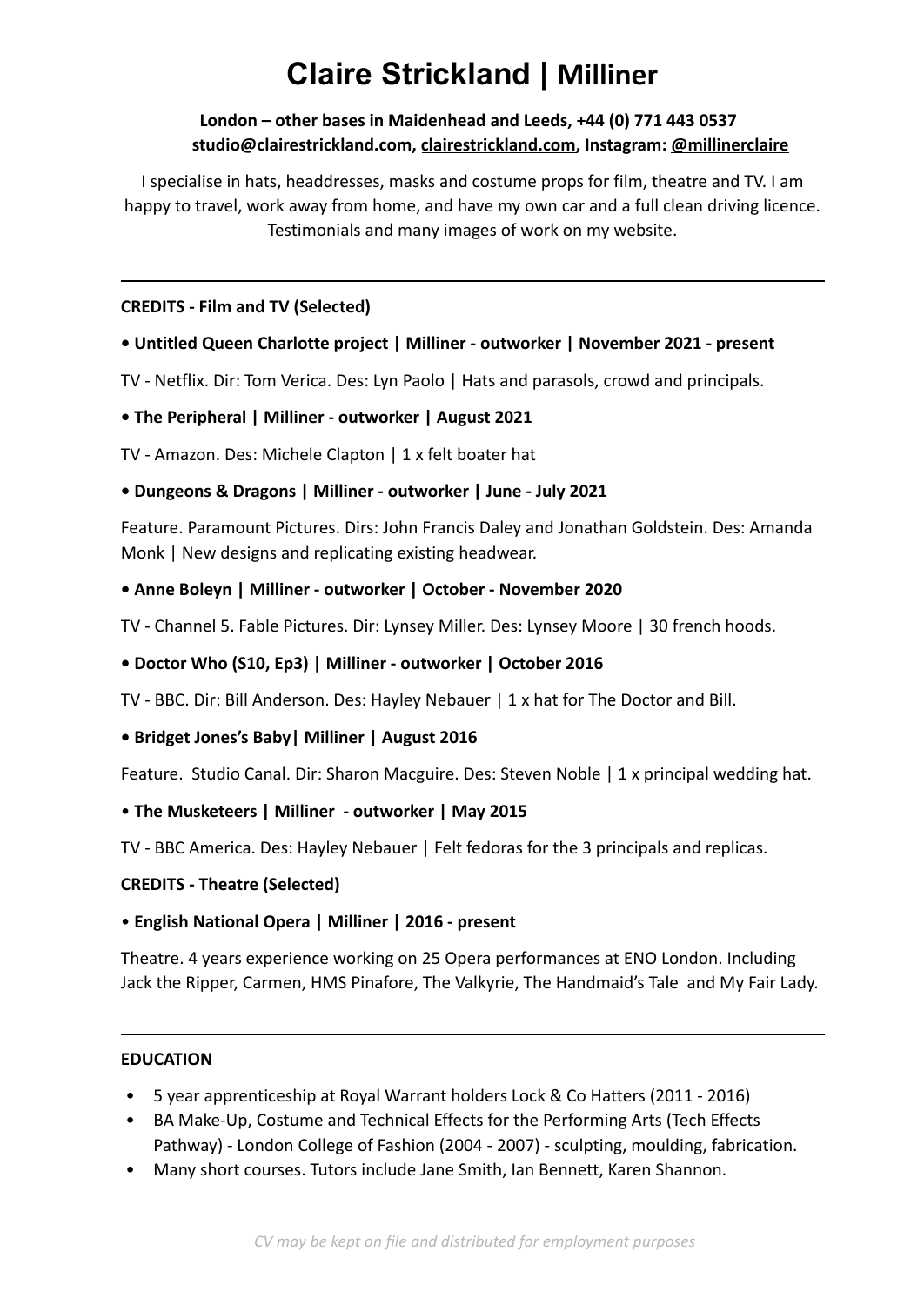# Claire Strickland | Milliner

**London – other bases in Maidenhead and Leeds, +44 (0) 771 443 0537**
**studio@clairestrickland.com, clairestrickland.com, Instagram: @millinerclaire**

I specialise in hats, headdresses, masks and costume props for film, theatre and TV. I am happy to travel, work away from home, and have my own car and a full clean driving licence. Testimonials and many images of work on my website.

---

**CREDITS - Film and TV (Selected)**

**• Untitled Queen Charlotte project | Milliner - outworker | November 2021 - present**

TV - Netflix. Dir: Tom Verica. Des: Lyn Paolo | Hats and parasols, crowd and principals.

**• The Peripheral | Milliner - outworker | August 2021**

TV - Amazon. Des: Michele Clapton | 1 x felt boater hat

**• Dungeons & Dragons | Milliner - outworker | June - July 2021**

Feature. Paramount Pictures. Dirs: John Francis Daley and Jonathan Goldstein. Des: Amanda Monk | New designs and replicating existing headwear.

**• Anne Boleyn | Milliner - outworker | October - November 2020**

TV - Channel 5. Fable Pictures. Dir: Lynsey Miller. Des: Lynsey Moore | 30 french hoods.

**• Doctor Who (S10, Ep3) | Milliner - outworker | October 2016**

TV - BBC. Dir: Bill Anderson. Des: Hayley Nebauer | 1 x hat for The Doctor and Bill.

**• Bridget Jones's Baby| Milliner | August 2016**

Feature. Studio Canal. Dir: Sharon Macguire. Des: Steven Noble | 1 x principal wedding hat.

• **The Musketeers | Milliner - outworker | May 2015**

TV - BBC America. Des: Hayley Nebauer | Felt fedoras for the 3 principals and replicas.

**CREDITS - Theatre (Selected)**

• **English National Opera | Milliner | 2016 - present**

Theatre. 4 years experience working on 25 Opera performances at ENO London. Including Jack the Ripper, Carmen, HMS Pinafore, The Valkyrie, The Handmaid's Tale and My Fair Lady.

---

**EDUCATION**

- 5 year apprenticeship at Royal Warrant holders Lock & Co Hatters (2011 - 2016)
- BA Make-Up, Costume and Technical Effects for the Performing Arts (Tech Effects Pathway) - London College of Fashion (2004 - 2007) - sculpting, moulding, fabrication.
- Many short courses. Tutors include Jane Smith, Ian Bennett, Karen Shannon.

*CV may be kept on file and distributed for employment purposes*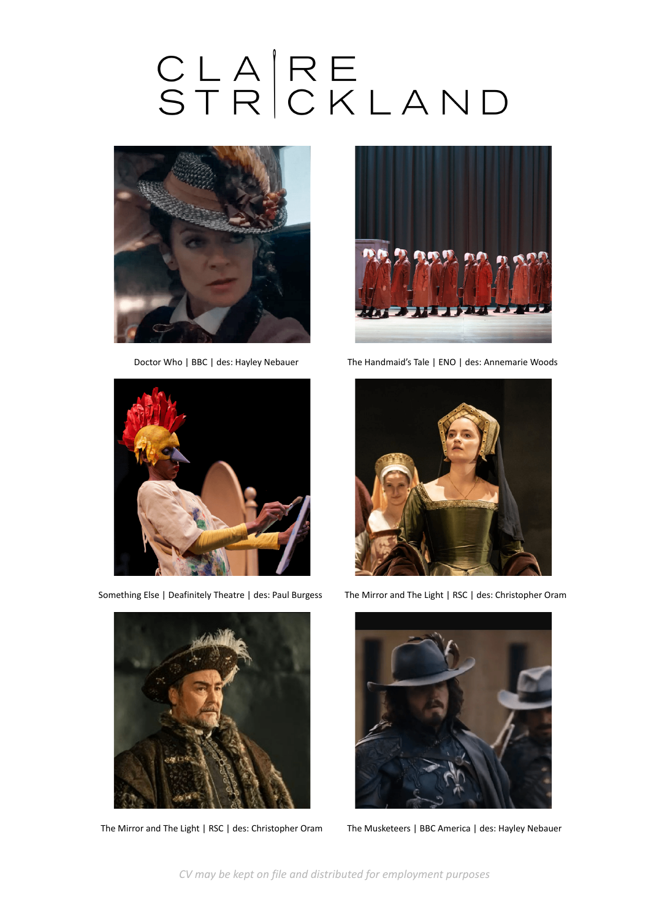# CLAIRE STRICKLAND

Doctor Who | BBC | des: Hayley Nebauer

The Handmaid's Tale | ENO | des: Annemarie Woods

Something Else | Deafinitely Theatre | des: Paul Burgess

The Mirror and The Light | RSC | des: Christopher Oram

The Mirror and The Light | RSC | des: Christopher Oram

The Musketeers | BBC America | des: Hayley Nebauer

*CV may be kept on file and distributed for employment purposes*